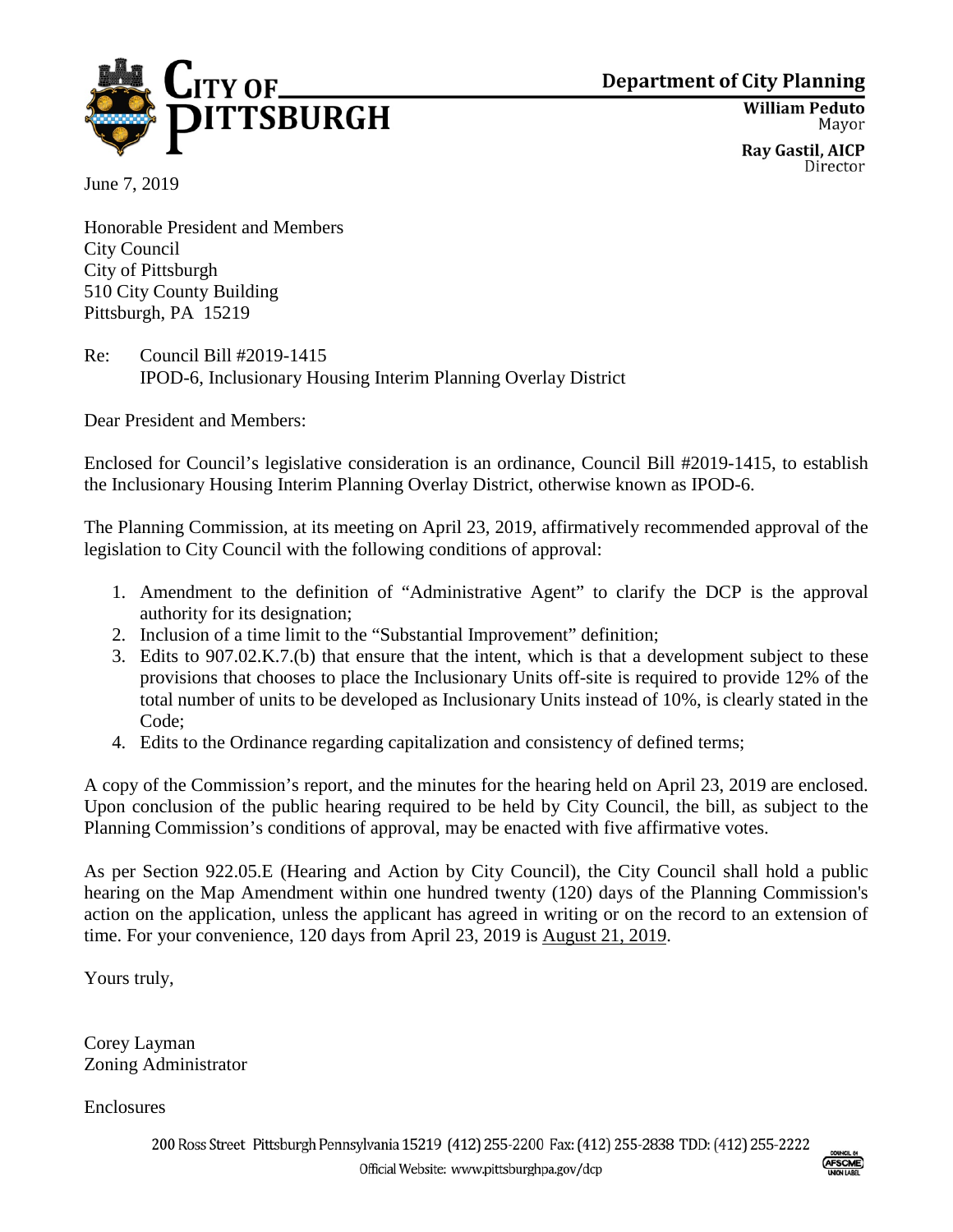# CITY OF PITTSBURGH

**Department of City Planning**

**William Peduto**
Mayor

**Ray Gastil, AICP**
Director

June 7, 2019

Honorable President and Members
City Council
City of Pittsburgh
510 City County Building
Pittsburgh, PA 15219

Re: Council Bill #2019-1415
IPOD-6, Inclusionary Housing Interim Planning Overlay District

Dear President and Members:

Enclosed for Council's legislative consideration is an ordinance, Council Bill #2019-1415, to establish the Inclusionary Housing Interim Planning Overlay District, otherwise known as IPOD-6.

The Planning Commission, at its meeting on April 23, 2019, affirmatively recommended approval of the legislation to City Council with the following conditions of approval:

1. Amendment to the definition of "Administrative Agent" to clarify the DCP is the approval authority for its designation;
2. Inclusion of a time limit to the "Substantial Improvement" definition;
3. Edits to 907.02.K.7.(b) that ensure that the intent, which is that a development subject to these provisions that chooses to place the Inclusionary Units off-site is required to provide 12% of the total number of units to be developed as Inclusionary Units instead of 10%, is clearly stated in the Code;
4. Edits to the Ordinance regarding capitalization and consistency of defined terms;

A copy of the Commission's report, and the minutes for the hearing held on April 23, 2019 are enclosed. Upon conclusion of the public hearing required to be held by City Council, the bill, as subject to the Planning Commission's conditions of approval, may be enacted with five affirmative votes.

As per Section 922.05.E (Hearing and Action by City Council), the City Council shall hold a public hearing on the Map Amendment within one hundred twenty (120) days of the Planning Commission's action on the application, unless the applicant has agreed in writing or on the record to an extension of time. For your convenience, 120 days from April 23, 2019 is August 21, 2019.

Yours truly,

Corey Layman
Zoning Administrator

Enclosures

200 Ross Street Pittsburgh Pennsylvania 15219 (412) 255-2200 Fax: (412) 255-2838 TDD: (412) 255-2222
Official Website: www.pittsburghpa.gov/dcp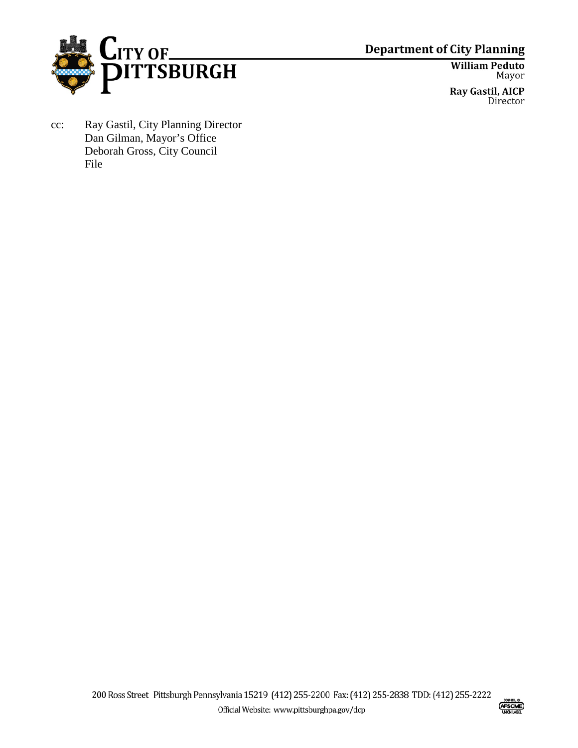cc: Ray Gastil, City Planning Director
Dan Gilman, Mayor's Office
Deborah Gross, City Council
File